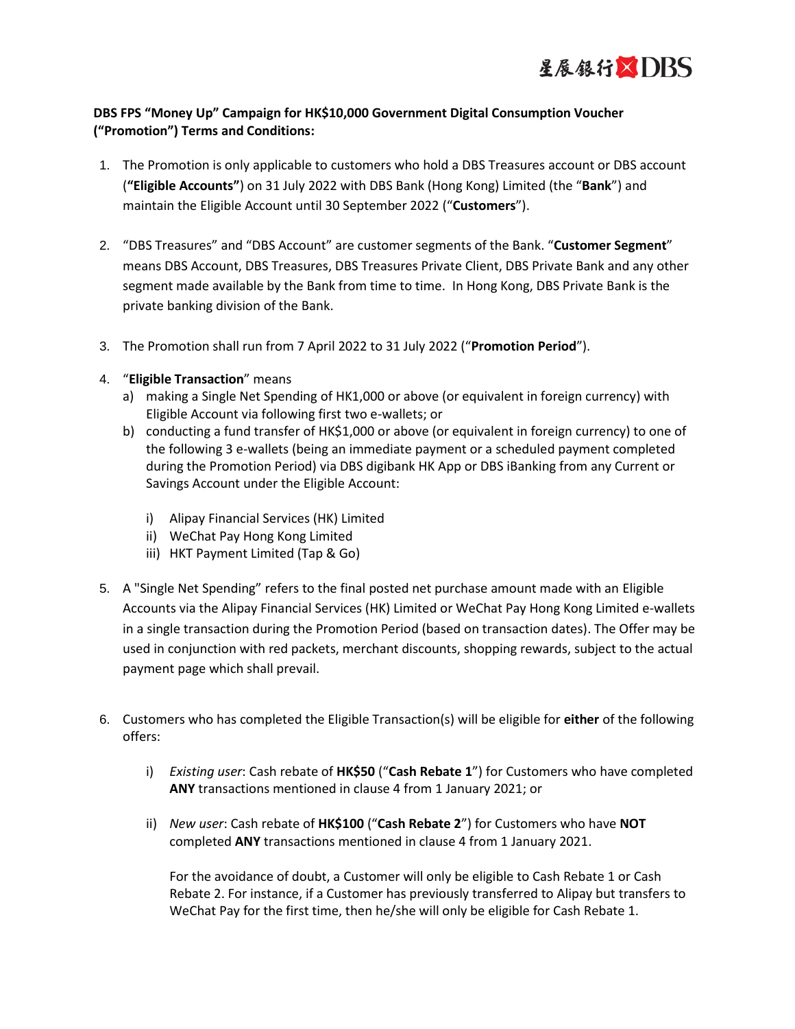**DBS FPS "Money Up" Campaign for HK$10,000 Government Digital Consumption Voucher ("Promotion") Terms and Conditions:**

1. The Promotion is only applicable to customers who hold a DBS Treasures account or DBS account (**"Eligible Accounts"**) on 31 July 2022 with DBS Bank (Hong Kong) Limited (the "**Bank**") and maintain the Eligible Account until 30 September 2022 ("**Customers**").

2. "DBS Treasures" and "DBS Account" are customer segments of the Bank. "**Customer Segment**" means DBS Account, DBS Treasures, DBS Treasures Private Client, DBS Private Bank and any other segment made available by the Bank from time to time. In Hong Kong, DBS Private Bank is the private banking division of the Bank.

3. The Promotion shall run from 7 April 2022 to 31 July 2022 ("**Promotion Period**").

4. "**Eligible Transaction**" means
   a) making a Single Net Spending of HK1,000 or above (or equivalent in foreign currency) with Eligible Account via following first two e-wallets; or
   b) conducting a fund transfer of HK$1,000 or above (or equivalent in foreign currency) to one of the following 3 e-wallets (being an immediate payment or a scheduled payment completed during the Promotion Period) via DBS digibank HK App or DBS iBanking from any Current or Savings Account under the Eligible Account:

      i) Alipay Financial Services (HK) Limited
      ii) WeChat Pay Hong Kong Limited
      iii) HKT Payment Limited (Tap & Go)

5. A "Single Net Spending" refers to the final posted net purchase amount made with an Eligible Accounts via the Alipay Financial Services (HK) Limited or WeChat Pay Hong Kong Limited e-wallets in a single transaction during the Promotion Period (based on transaction dates). The Offer may be used in conjunction with red packets, merchant discounts, shopping rewards, subject to the actual payment page which shall prevail.

6. Customers who has completed the Eligible Transaction(s) will be eligible for **either** of the following offers:

   i) *Existing user*: Cash rebate of **HK$50** ("**Cash Rebate 1**") for Customers who have completed **ANY** transactions mentioned in clause 4 from 1 January 2021; or

   ii) *New user*: Cash rebate of **HK$100** ("**Cash Rebate 2**") for Customers who have **NOT** completed **ANY** transactions mentioned in clause 4 from 1 January 2021.

   For the avoidance of doubt, a Customer will only be eligible to Cash Rebate 1 or Cash Rebate 2. For instance, if a Customer has previously transferred to Alipay but transfers to WeChat Pay for the first time, then he/she will only be eligible for Cash Rebate 1.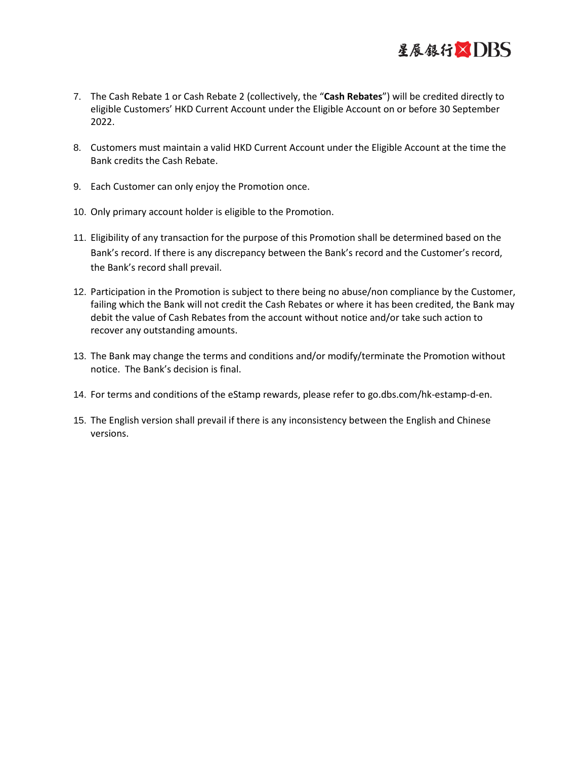7. The Cash Rebate 1 or Cash Rebate 2 (collectively, the "**Cash Rebates**") will be credited directly to eligible Customers' HKD Current Account under the Eligible Account on or before 30 September 2022.

8. Customers must maintain a valid HKD Current Account under the Eligible Account at the time the Bank credits the Cash Rebate.

9. Each Customer can only enjoy the Promotion once.

10. Only primary account holder is eligible to the Promotion.

11. Eligibility of any transaction for the purpose of this Promotion shall be determined based on the Bank's record. If there is any discrepancy between the Bank's record and the Customer's record, the Bank's record shall prevail.

12. Participation in the Promotion is subject to there being no abuse/non compliance by the Customer, failing which the Bank will not credit the Cash Rebates or where it has been credited, the Bank may debit the value of Cash Rebates from the account without notice and/or take such action to recover any outstanding amounts.

13. The Bank may change the terms and conditions and/or modify/terminate the Promotion without notice. The Bank's decision is final.

14. For terms and conditions of the eStamp rewards, please refer to go.dbs.com/hk-estamp-d-en.

15. The English version shall prevail if there is any inconsistency between the English and Chinese versions.